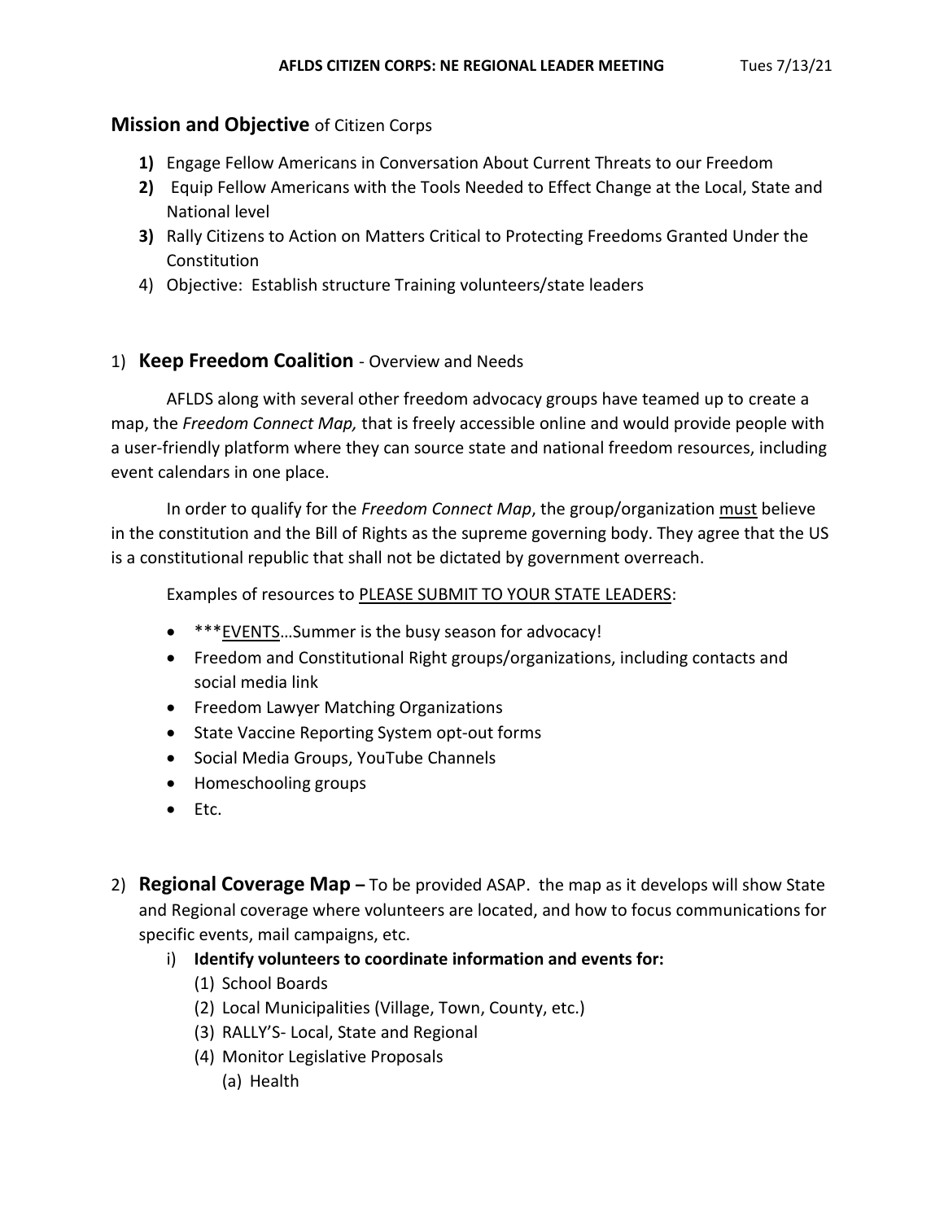**AFLDS CITIZEN CORPS: NE REGIONAL LEADER MEETING** Tues 7/13/21

## Mission and Objective of Citizen Corps

1) **1)** Engage Fellow Americans in Conversation About Current Threats to our Freedom
2) **2)** Equip Fellow Americans with the Tools Needed to Effect Change at the Local, State and National level
3) **3)** Rally Citizens to Action on Matters Critical to Protecting Freedoms Granted Under the Constitution
4) Objective: Establish structure Training volunteers/state leaders

## 1) **Keep Freedom Coalition** - Overview and Needs

AFLDS along with several other freedom advocacy groups have teamed up to create a map, the *Freedom Connect Map,* that is freely accessible online and would provide people with a user-friendly platform where they can source state and national freedom resources, including event calendars in one place.

In order to qualify for the *Freedom Connect Map*, the group/organization <u>must</u> believe in the constitution and the Bill of Rights as the supreme governing body. They agree that the US is a constitutional republic that shall not be dictated by government overreach.

Examples of resources to <u>PLEASE SUBMIT TO YOUR STATE LEADERS</u>:

- ***<u>EVENTS</u>…Summer is the busy season for advocacy!
- Freedom and Constitutional Right groups/organizations, including contacts and social media link
- Freedom Lawyer Matching Organizations
- State Vaccine Reporting System opt-out forms
- Social Media Groups, YouTube Channels
- Homeschooling groups
- Etc.

## 2) **Regional Coverage Map** – To be provided ASAP. the map as it develops will show State and Regional coverage where volunteers are located, and how to focus communications for specific events, mail campaigns, etc.

i) **Identify volunteers to coordinate information and events for:**
   (1) School Boards
   (2) Local Municipalities (Village, Town, County, etc.)
   (3) RALLY'S- Local, State and Regional
   (4) Monitor Legislative Proposals
      (a) Health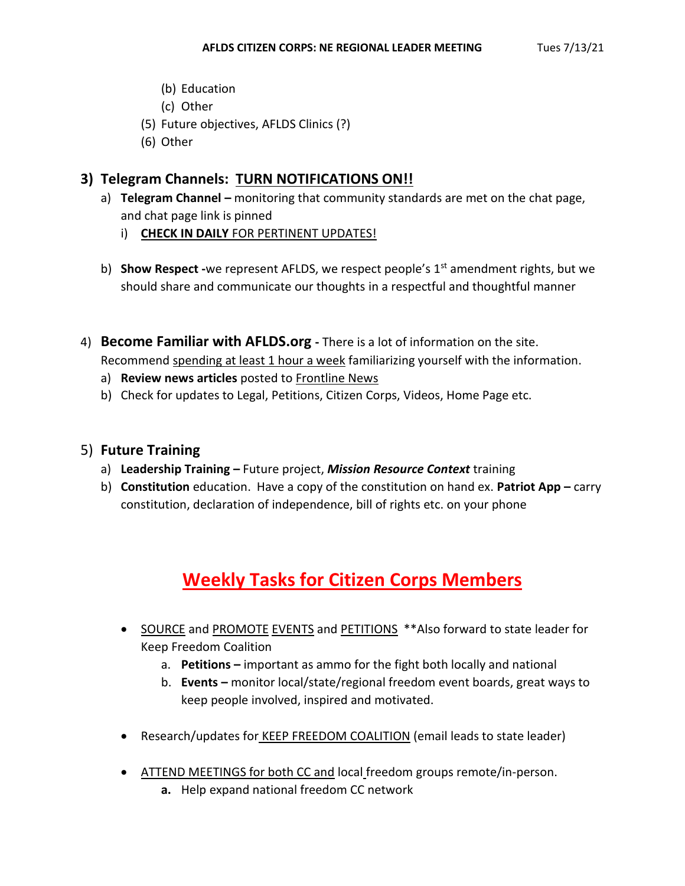(b) Education
(c) Other
(5) Future objectives, AFLDS Clinics (?)
(6) Other

## 3) Telegram Channels: TURN NOTIFICATIONS ON!!

a) **Telegram Channel –** monitoring that community standards are met on the chat page, and chat page link is pinned
   i) **CHECK IN DAILY** FOR PERTINENT UPDATES!

b) **Show Respect -**we represent AFLDS, we respect people's 1st amendment rights, but we should share and communicate our thoughts in a respectful and thoughtful manner

4) **Become Familiar with AFLDS.org -** There is a lot of information on the site. Recommend spending at least 1 hour a week familiarizing yourself with the information.
   a) **Review news articles** posted to Frontline News
   b) Check for updates to Legal, Petitions, Citizen Corps, Videos, Home Page etc.

5) **Future Training**
   a) **Leadership Training –** Future project, ***Mission Resource Context*** training
   b) **Constitution** education. Have a copy of the constitution on hand ex. **Patriot App –** carry constitution, declaration of independence, bill of rights etc. on your phone

## Weekly Tasks for Citizen Corps Members

- SOURCE and PROMOTE EVENTS and PETITIONS **Also forward to state leader for Keep Freedom Coalition
   a. **Petitions –** important as ammo for the fight both locally and national
   b. **Events –** monitor local/state/regional freedom event boards, great ways to keep people involved, inspired and motivated.

- Research/updates for KEEP FREEDOM COALITION (email leads to state leader)

- ATTEND MEETINGS for both CC and local freedom groups remote/in-person.
   **a.** Help expand national freedom CC network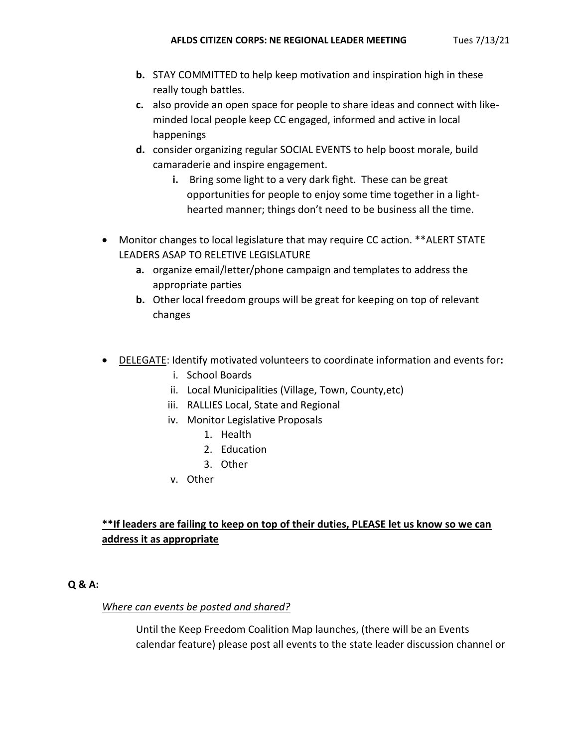b. STAY COMMITTED to help keep motivation and inspiration high in these really tough battles.
c. also provide an open space for people to share ideas and connect with like-minded local people keep CC engaged, informed and active in local happenings
d. consider organizing regular SOCIAL EVENTS to help boost morale, build camaraderie and inspire engagement.
    i. Bring some light to a very dark fight. These can be great opportunities for people to enjoy some time together in a light-hearted manner; things don't need to be business all the time.

- Monitor changes to local legislature that may require CC action. **ALERT STATE LEADERS ASAP TO RELETIVE LEGISLATURE
    a. organize email/letter/phone campaign and templates to address the appropriate parties
    b. Other local freedom groups will be great for keeping on top of relevant changes

- <u>DELEGATE</u>: Identify motivated volunteers to coordinate information and events for**:**
    i. School Boards
    ii. Local Municipalities (Village, Town, County,etc)
    iii. RALLIES Local, State and Regional
    iv. Monitor Legislative Proposals
        1. Health
        2. Education
        3. Other
    v. Other

**<u>**If leaders are failing to keep on top of their duties, PLEASE let us know so we can address it as appropriate</u>**

**Q & A:**

*<u>Where can events be posted and shared?</u>*

Until the Keep Freedom Coalition Map launches, (there will be an Events calendar feature) please post all events to the state leader discussion channel or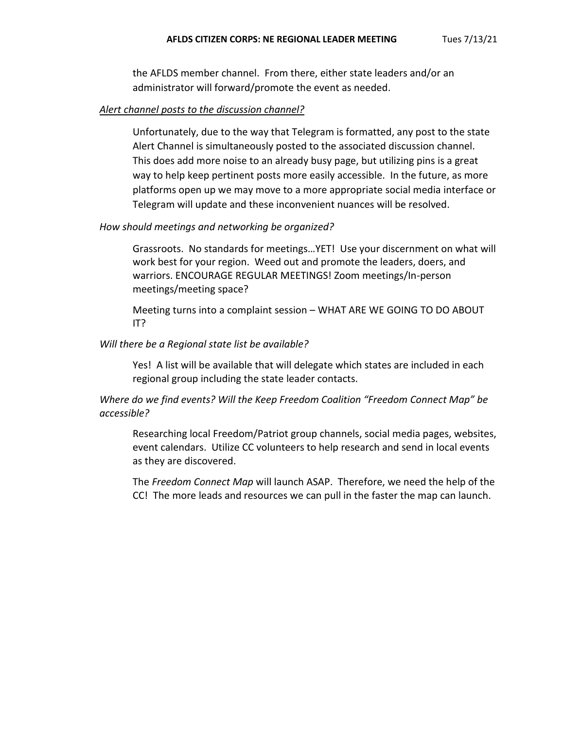the AFLDS member channel. From there, either state leaders and/or an administrator will forward/promote the event as needed.

*Alert channel posts to the discussion channel?*

Unfortunately, due to the way that Telegram is formatted, any post to the state Alert Channel is simultaneously posted to the associated discussion channel. This does add more noise to an already busy page, but utilizing pins is a great way to help keep pertinent posts more easily accessible. In the future, as more platforms open up we may move to a more appropriate social media interface or Telegram will update and these inconvenient nuances will be resolved.

*How should meetings and networking be organized?*

Grassroots. No standards for meetings…YET! Use your discernment on what will work best for your region. Weed out and promote the leaders, doers, and warriors. ENCOURAGE REGULAR MEETINGS! Zoom meetings/In-person meetings/meeting space?

Meeting turns into a complaint session – WHAT ARE WE GOING TO DO ABOUT IT?

*Will there be a Regional state list be available?*

Yes! A list will be available that will delegate which states are included in each regional group including the state leader contacts.

*Where do we find events? Will the Keep Freedom Coalition "Freedom Connect Map" be accessible?*

Researching local Freedom/Patriot group channels, social media pages, websites, event calendars. Utilize CC volunteers to help research and send in local events as they are discovered.

The *Freedom Connect Map* will launch ASAP. Therefore, we need the help of the CC! The more leads and resources we can pull in the faster the map can launch.